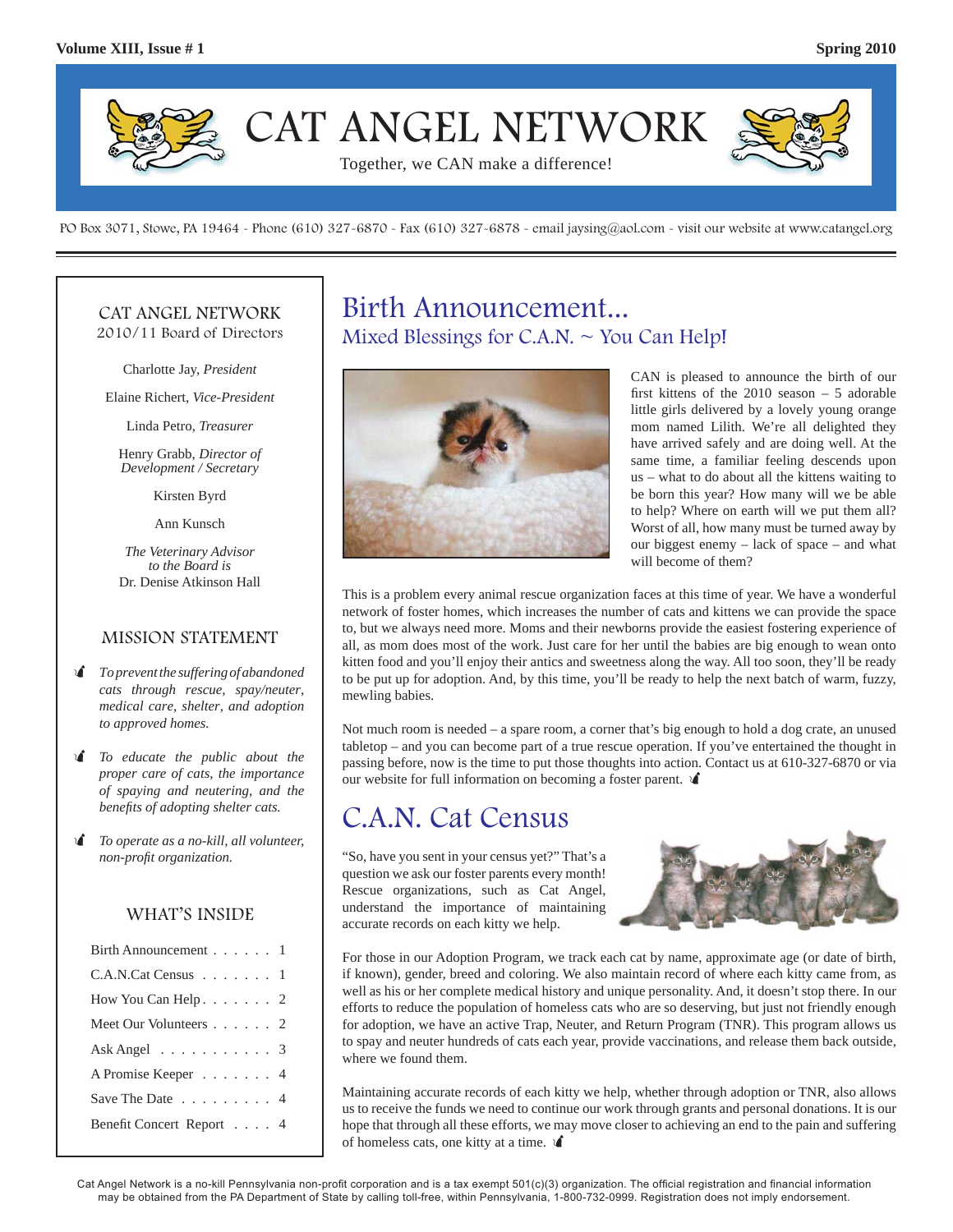# CAT ANGEL NETWORK

Together, we CAN make a difference!

PO Box 3071, Stowe, PA 19464 - Phone (610) 327-6870 - Fax (610) 327-6878 - email jaysing@aol.com - visit our website at www.catangel.org

## CAT ANGEL NETWORK
2010/11 Board of Directors

Charlotte Jay, *President*

Elaine Richert, *Vice-President*

Linda Petro, *Treasurer*

Henry Grabb, *Director of Development / Secretary*

Kirsten Byrd

Ann Kunsch

*The Veterinary Advisor to the Board is*
Dr. Denise Atkinson Hall

## MISSION STATEMENT

- *To prevent the suffering of abandoned cats through rescue, spay/neuter, medical care, shelter, and adoption to approved homes.*
- *To educate the public about the proper care of cats, the importance of spaying and neutering, and the benefits of adopting shelter cats.*
- *To operate as a no-kill, all volunteer, non-profit organization.*

## WHAT'S INSIDE

| | |
|---|---|
| Birth Announcement | 1 |
| C.A.N.Cat Census | 1 |
| How You Can Help | 2 |
| Meet Our Volunteers | 2 |
| Ask Angel | 3 |
| A Promise Keeper | 4 |
| Save The Date | 4 |
| Benefit Concert Report | 4 |

# Birth Announcement...

## Mixed Blessings for C.A.N. ~ You Can Help!

CAN is pleased to announce the birth of our first kittens of the 2010 season – 5 adorable little girls delivered by a lovely young orange mom named Lilith. We're all delighted they have arrived safely and are doing well. At the same time, a familiar feeling descends upon us – what to do about all the kittens waiting to be born this year? How many will we be able to help? Where on earth will we put them all? Worst of all, how many must be turned away by our biggest enemy – lack of space – and what will become of them?

This is a problem every animal rescue organization faces at this time of year. We have a wonderful network of foster homes, which increases the number of cats and kittens we can provide the space to, but we always need more. Moms and their newborns provide the easiest fostering experience of all, as mom does most of the work. Just care for her until the babies are big enough to wean onto kitten food and you'll enjoy their antics and sweetness along the way. All too soon, they'll be ready to be put up for adoption. And, by this time, you'll be ready to help the next batch of warm, fuzzy, mewling babies.

Not much room is needed – a spare room, a corner that's big enough to hold a dog crate, an unused tabletop – and you can become part of a true rescue operation. If you've entertained the thought in passing before, now is the time to put those thoughts into action. Contact us at 610-327-6870 or via our website for full information on becoming a foster parent.

# C.A.N. Cat Census

"So, have you sent in your census yet?" That's a question we ask our foster parents every month! Rescue organizations, such as Cat Angel, understand the importance of maintaining accurate records on each kitty we help.

For those in our Adoption Program, we track each cat by name, approximate age (or date of birth, if known), gender, breed and coloring. We also maintain record of where each kitty came from, as well as his or her complete medical history and unique personality. And, it doesn't stop there. In our efforts to reduce the population of homeless cats who are so deserving, but just not friendly enough for adoption, we have an active Trap, Neuter, and Return Program (TNR). This program allows us to spay and neuter hundreds of cats each year, provide vaccinations, and release them back outside, where we found them.

Maintaining accurate records of each kitty we help, whether through adoption or TNR, also allows us to receive the funds we need to continue our work through grants and personal donations. It is our hope that through all these efforts, we may move closer to achieving an end to the pain and suffering of homeless cats, one kitty at a time.

Cat Angel Network is a no-kill Pennsylvania non-profit corporation and is a tax exempt 501(c)(3) organization. The official registration and financial information may be obtained from the PA Department of State by calling toll-free, within Pennsylvania, 1-800-732-0999. Registration does not imply endorsement.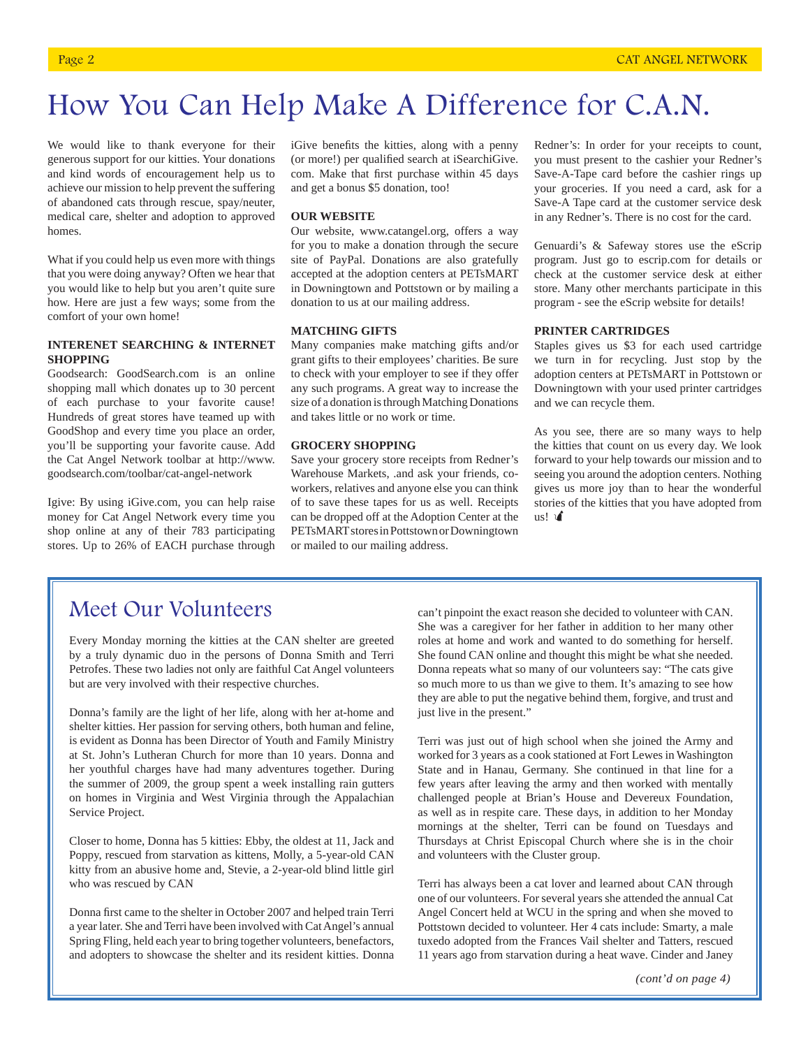# How You Can Help Make A Difference for C.A.N.

We would like to thank everyone for their generous support for our kitties. Your donations and kind words of encouragement help us to achieve our mission to help prevent the suffering of abandoned cats through rescue, spay/neuter, medical care, shelter and adoption to approved homes.

What if you could help us even more with things that you were doing anyway? Often we hear that you would like to help but you aren't quite sure how. Here are just a few ways; some from the comfort of your own home!

**INTERENET SEARCHING & INTERNET SHOPPING**

Goodsearch: GoodSearch.com is an online shopping mall which donates up to 30 percent of each purchase to your favorite cause! Hundreds of great stores have teamed up with GoodShop and every time you place an order, you'll be supporting your favorite cause. Add the Cat Angel Network toolbar at http://www.goodsearch.com/toolbar/cat-angel-network

Igive: By using iGive.com, you can help raise money for Cat Angel Network every time you shop online at any of their 783 participating stores. Up to 26% of EACH purchase through iGive benefits the kitties, along with a penny (or more!) per qualified search at iSearchiGive.com. Make that first purchase within 45 days and get a bonus $5 donation, too!

**OUR WEBSITE**

Our website, www.catangel.org, offers a way for you to make a donation through the secure site of PayPal. Donations are also gratefully accepted at the adoption centers at PETsMART in Downingtown and Pottstown or by mailing a donation to us at our mailing address.

**MATCHING GIFTS**

Many companies make matching gifts and/or grant gifts to their employees' charities. Be sure to check with your employer to see if they offer any such programs. A great way to increase the size of a donation is through Matching Donations and takes little or no work or time.

**GROCERY SHOPPING**

Save your grocery store receipts from Redner's Warehouse Markets, .and ask your friends, co-workers, relatives and anyone else you can think of to save these tapes for us as well. Receipts can be dropped off at the Adoption Center at the PETsMART stores in Pottstown or Downingtown or mailed to our mailing address.

Redner's: In order for your receipts to count, you must present to the cashier your Redner's Save-A-Tape card before the cashier rings up your groceries. If you need a card, ask for a Save-A Tape card at the customer service desk in any Redner's. There is no cost for the card.

Genuardi's & Safeway stores use the eScrip program. Just go to escrip.com for details or check at the customer service desk at either store. Many other merchants participate in this program - see the eScrip website for details!

**PRINTER CARTRIDGES**

Staples gives us $3 for each used cartridge we turn in for recycling. Just stop by the adoption centers at PETsMART in Pottstown or Downingtown with your used printer cartridges and we can recycle them.

As you see, there are so many ways to help the kitties that count on us every day. We look forward to your help towards our mission and to seeing you around the adoption centers. Nothing gives us more joy than to hear the wonderful stories of the kitties that you have adopted from us!

## Meet Our Volunteers

Every Monday morning the kitties at the CAN shelter are greeted by a truly dynamic duo in the persons of Donna Smith and Terri Petrofes. These two ladies not only are faithful Cat Angel volunteers but are very involved with their respective churches.

Donna's family are the light of her life, along with her at-home and shelter kitties. Her passion for serving others, both human and feline, is evident as Donna has been Director of Youth and Family Ministry at St. John's Lutheran Church for more than 10 years. Donna and her youthful charges have had many adventures together. During the summer of 2009, the group spent a week installing rain gutters on homes in Virginia and West Virginia through the Appalachian Service Project.

Closer to home, Donna has 5 kitties: Ebby, the oldest at 11, Jack and Poppy, rescued from starvation as kittens, Molly, a 5-year-old CAN kitty from an abusive home and, Stevie, a 2-year-old blind little girl who was rescued by CAN

Donna first came to the shelter in October 2007 and helped train Terri a year later. She and Terri have been involved with Cat Angel's annual Spring Fling, held each year to bring together volunteers, benefactors, and adopters to showcase the shelter and its resident kitties. Donna can't pinpoint the exact reason she decided to volunteer with CAN. She was a caregiver for her father in addition to her many other roles at home and work and wanted to do something for herself. She found CAN online and thought this might be what she needed. Donna repeats what so many of our volunteers say: "The cats give so much more to us than we give to them. It's amazing to see how they are able to put the negative behind them, forgive, and trust and just live in the present."

Terri was just out of high school when she joined the Army and worked for 3 years as a cook stationed at Fort Lewes in Washington State and in Hanau, Germany. She continued in that line for a few years after leaving the army and then worked with mentally challenged people at Brian's House and Devereux Foundation, as well as in respite care. These days, in addition to her Monday mornings at the shelter, Terri can be found on Tuesdays and Thursdays at Christ Episcopal Church where she is in the choir and volunteers with the Cluster group.

Terri has always been a cat lover and learned about CAN through one of our volunteers. For several years she attended the annual Cat Angel Concert held at WCU in the spring and when she moved to Pottstown decided to volunteer. Her 4 cats include: Smarty, a male tuxedo adopted from the Frances Vail shelter and Tatters, rescued 11 years ago from starvation during a heat wave. Cinder and Janey

*(cont'd on page 4)*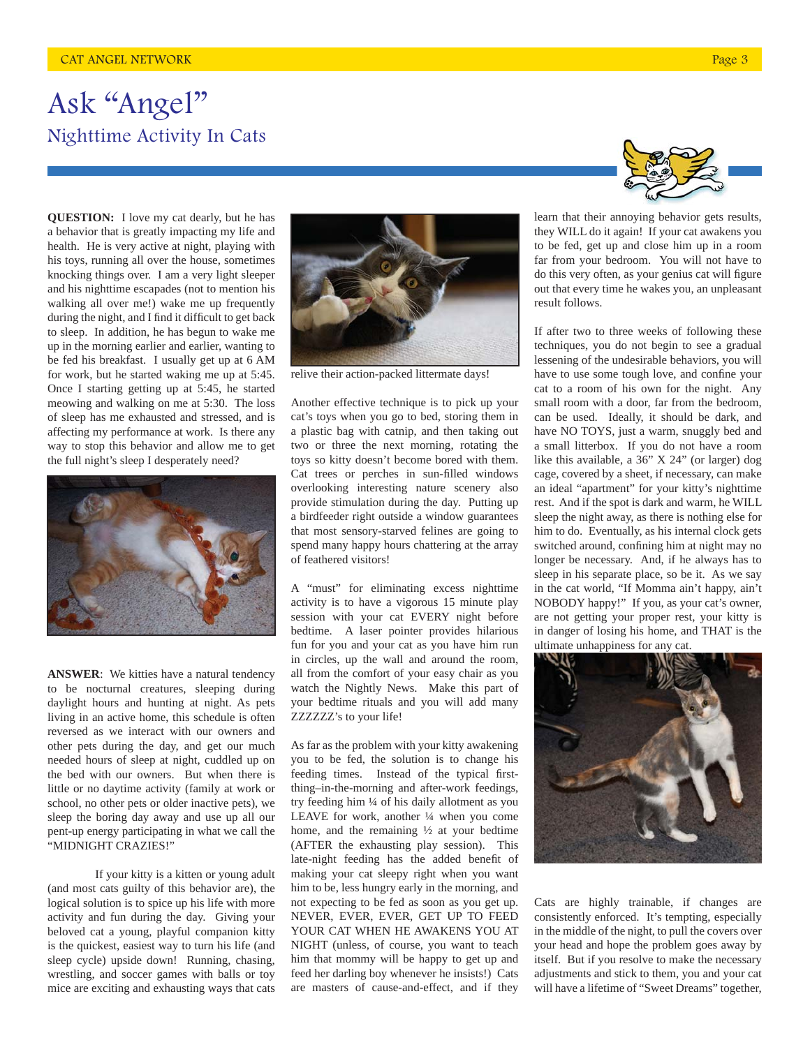# Ask "Angel"

## Nighttime Activity In Cats

**QUESTION:** I love my cat dearly, but he has a behavior that is greatly impacting my life and health. He is very active at night, playing with his toys, running all over the house, sometimes knocking things over. I am a very light sleeper and his nighttime escapades (not to mention his walking all over me!) wake me up frequently during the night, and I find it difficult to get back to sleep. In addition, he has begun to wake me up in the morning earlier and earlier, wanting to be fed his breakfast. I usually get up at 6 AM for work, but he started waking me up at 5:45. Once I starting getting up at 5:45, he started meowing and walking on me at 5:30. The loss of sleep has me exhausted and stressed, and is affecting my performance at work. Is there any way to stop this behavior and allow me to get the full night's sleep I desperately need?

**ANSWER**: We kitties have a natural tendency to be nocturnal creatures, sleeping during daylight hours and hunting at night. As pets living in an active home, this schedule is often reversed as we interact with our owners and other pets during the day, and get our much needed hours of sleep at night, cuddled up on the bed with our owners. But when there is little or no daytime activity (family at work or school, no other pets or older inactive pets), we sleep the boring day away and use up all our pent-up energy participating in what we call the "MIDNIGHT CRAZIES!"

If your kitty is a kitten or young adult (and most cats guilty of this behavior are), the logical solution is to spice up his life with more activity and fun during the day. Giving your beloved cat a young, playful companion kitty is the quickest, easiest way to turn his life (and sleep cycle) upside down! Running, chasing, wrestling, and soccer games with balls or toy mice are exciting and exhausting ways that cats relive their action-packed littermate days!

Another effective technique is to pick up your cat's toys when you go to bed, storing them in a plastic bag with catnip, and then taking out two or three the next morning, rotating the toys so kitty doesn't become bored with them. Cat trees or perches in sun-filled windows overlooking interesting nature scenery also provide stimulation during the day. Putting up a birdfeeder right outside a window guarantees that most sensory-starved felines are going to spend many happy hours chattering at the array of feathered visitors!

A "must" for eliminating excess nighttime activity is to have a vigorous 15 minute play session with your cat EVERY night before bedtime. A laser pointer provides hilarious fun for you and your cat as you have him run in circles, up the wall and around the room, all from the comfort of your easy chair as you watch the Nightly News. Make this part of your bedtime rituals and you will add many ZZZZZZ's to your life!

As far as the problem with your kitty awakening you to be fed, the solution is to change his feeding times. Instead of the typical first-thing–in-the-morning and after-work feedings, try feeding him ¼ of his daily allotment as you LEAVE for work, another ¼ when you come home, and the remaining ½ at your bedtime (AFTER the exhausting play session). This late-night feeding has the added benefit of making your cat sleepy right when you want him to be, less hungry early in the morning, and not expecting to be fed as soon as you get up. NEVER, EVER, EVER, GET UP TO FEED YOUR CAT WHEN HE AWAKENS YOU AT NIGHT (unless, of course, you want to teach him that mommy will be happy to get up and feed her darling boy whenever he insists!) Cats are masters of cause-and-effect, and if they learn that their annoying behavior gets results, they WILL do it again! If your cat awakens you to be fed, get up and close him up in a room far from your bedroom. You will not have to do this very often, as your genius cat will figure out that every time he wakes you, an unpleasant result follows.

If after two to three weeks of following these techniques, you do not begin to see a gradual lessening of the undesirable behaviors, you will have to use some tough love, and confine your cat to a room of his own for the night. Any small room with a door, far from the bedroom, can be used. Ideally, it should be dark, and have NO TOYS, just a warm, snuggly bed and a small litterbox. If you do not have a room like this available, a 36" X 24" (or larger) dog cage, covered by a sheet, if necessary, can make an ideal "apartment" for your kitty's nighttime rest. And if the spot is dark and warm, he WILL sleep the night away, as there is nothing else for him to do. Eventually, as his internal clock gets switched around, confining him at night may no longer be necessary. And, if he always has to sleep in his separate place, so be it. As we say in the cat world, "If Momma ain't happy, ain't NOBODY happy!" If you, as your cat's owner, are not getting your proper rest, your kitty is in danger of losing his home, and THAT is the ultimate unhappiness for any cat.

Cats are highly trainable, if changes are consistently enforced. It's tempting, especially in the middle of the night, to pull the covers over your head and hope the problem goes away by itself. But if you resolve to make the necessary adjustments and stick to them, you and your cat will have a lifetime of "Sweet Dreams" together,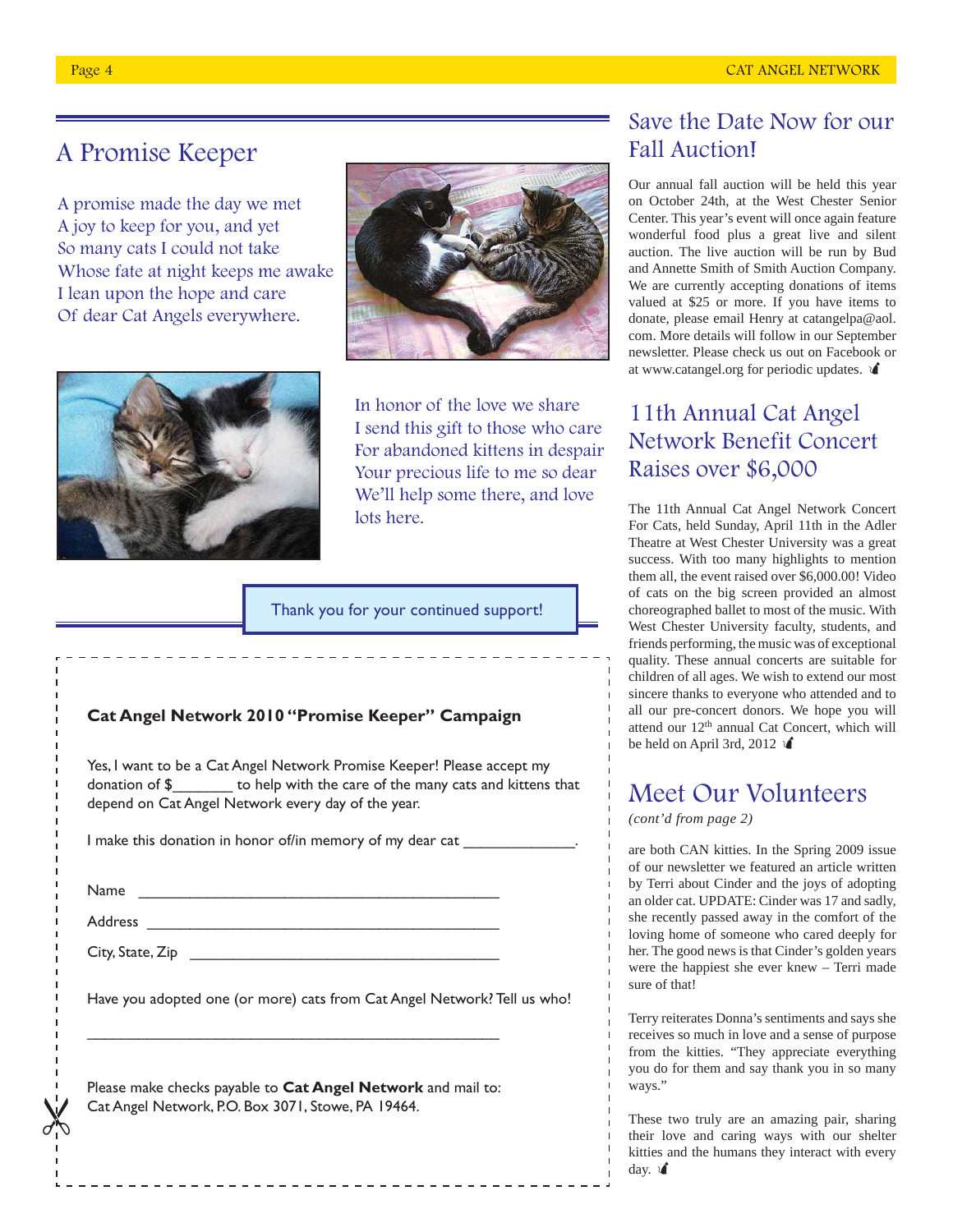## A Promise Keeper

A promise made the day we met
A joy to keep for you, and yet
So many cats I could not take
Whose fate at night keeps me awake
I lean upon the hope and care
Of dear Cat Angels everywhere.

In honor of the love we share
I send this gift to those who care
For abandoned kittens in despair
Your precious life to me so dear
We'll help some there, and love lots here.

Thank you for your continued support!

**Cat Angel Network 2010 "Promise Keeper" Campaign**

Yes, I want to be a Cat Angel Network Promise Keeper! Please accept my donation of $_______ to help with the care of the many cats and kittens that depend on Cat Angel Network every day of the year.

I make this donation in honor of/in memory of my dear cat _____________.

Name ___________________________________________

Address _________________________________________

City, State, Zip _____________________________________

Have you adopted one (or more) cats from Cat Angel Network? Tell us who!

_______________________________________________

Please make checks payable to **Cat Angel Network** and mail to:
Cat Angel Network, P.O. Box 3071, Stowe, PA 19464.

## Save the Date Now for our Fall Auction!

Our annual fall auction will be held this year on October 24th, at the West Chester Senior Center. This year's event will once again feature wonderful food plus a great live and silent auction. The live auction will be run by Bud and Annette Smith of Smith Auction Company. We are currently accepting donations of items valued at $25 or more. If you have items to donate, please email Henry at catangelpa@aol.com. More details will follow in our September newsletter. Please check us out on Facebook or at www.catangel.org for periodic updates.

## 11th Annual Cat Angel Network Benefit Concert Raises over $6,000

The 11th Annual Cat Angel Network Concert For Cats, held Sunday, April 11th in the Adler Theatre at West Chester University was a great success. With too many highlights to mention them all, the event raised over $6,000.00! Video of cats on the big screen provided an almost choreographed ballet to most of the music. With West Chester University faculty, students, and friends performing, the music was of exceptional quality. These annual concerts are suitable for children of all ages. We wish to extend our most sincere thanks to everyone who attended and to all our pre-concert donors. We hope you will attend our 12th annual Cat Concert, which will be held on April 3rd, 2012

## Meet Our Volunteers

*(cont'd from page 2)*

are both CAN kitties. In the Spring 2009 issue of our newsletter we featured an article written by Terri about Cinder and the joys of adopting an older cat. UPDATE: Cinder was 17 and sadly, she recently passed away in the comfort of the loving home of someone who cared deeply for her. The good news is that Cinder's golden years were the happiest she ever knew – Terri made sure of that!

Terry reiterates Donna's sentiments and says she receives so much in love and a sense of purpose from the kitties. "They appreciate everything you do for them and say thank you in so many ways."

These two truly are an amazing pair, sharing their love and caring ways with our shelter kitties and the humans they interact with every day.